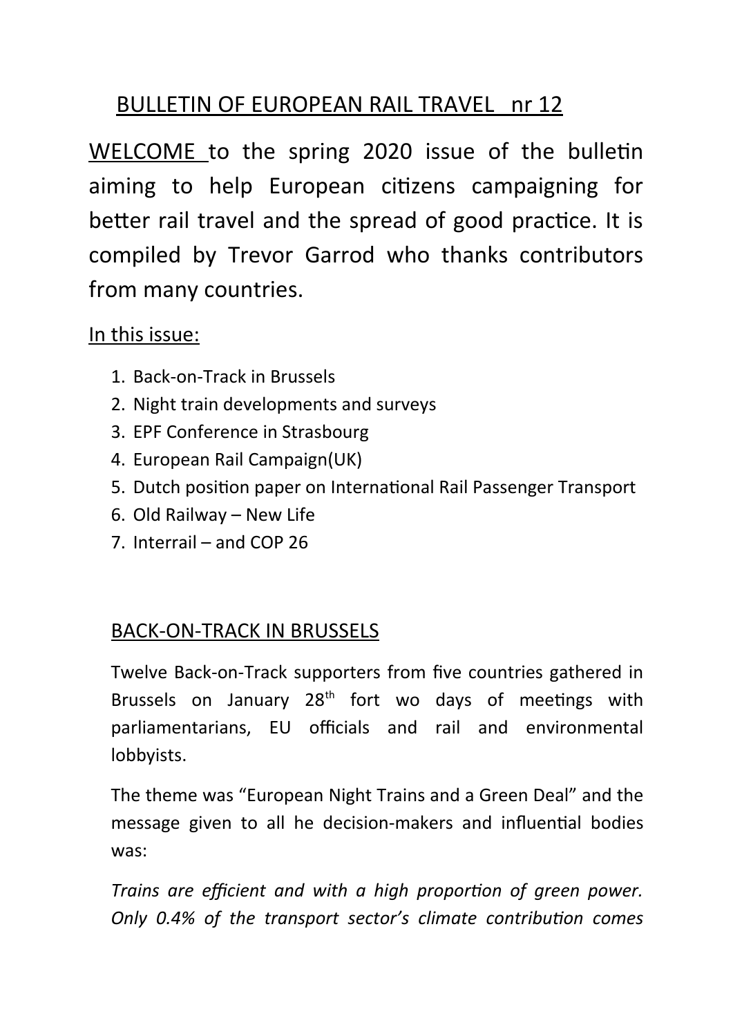# BULLETIN OF EUROPEAN RAIL TRAVEL nr 12

WELCOME to the spring 2020 issue of the bulletin aiming to help European citizens campaigning for better rail travel and the spread of good practice. It is compiled by Trevor Garrod who thanks contributors from many countries.

In this issue:

1. Back-on-Track in Brussels
2. Night train developments and surveys
3. EPF Conference in Strasbourg
4. European Rail Campaign(UK)
5. Dutch position paper on International Rail Passenger Transport
6. Old Railway – New Life
7. Interrail – and COP 26

## BACK-ON-TRACK IN BRUSSELS

Twelve Back-on-Track supporters from five countries gathered in Brussels on January 28th fort wo days of meetings with parliamentarians, EU officials and rail and environmental lobbyists.

The theme was "European Night Trains and a Green Deal" and the message given to all he decision-makers and influential bodies was:

*Trains are efficient and with a high proportion of green power. Only 0.4% of the transport sector's climate contribution comes*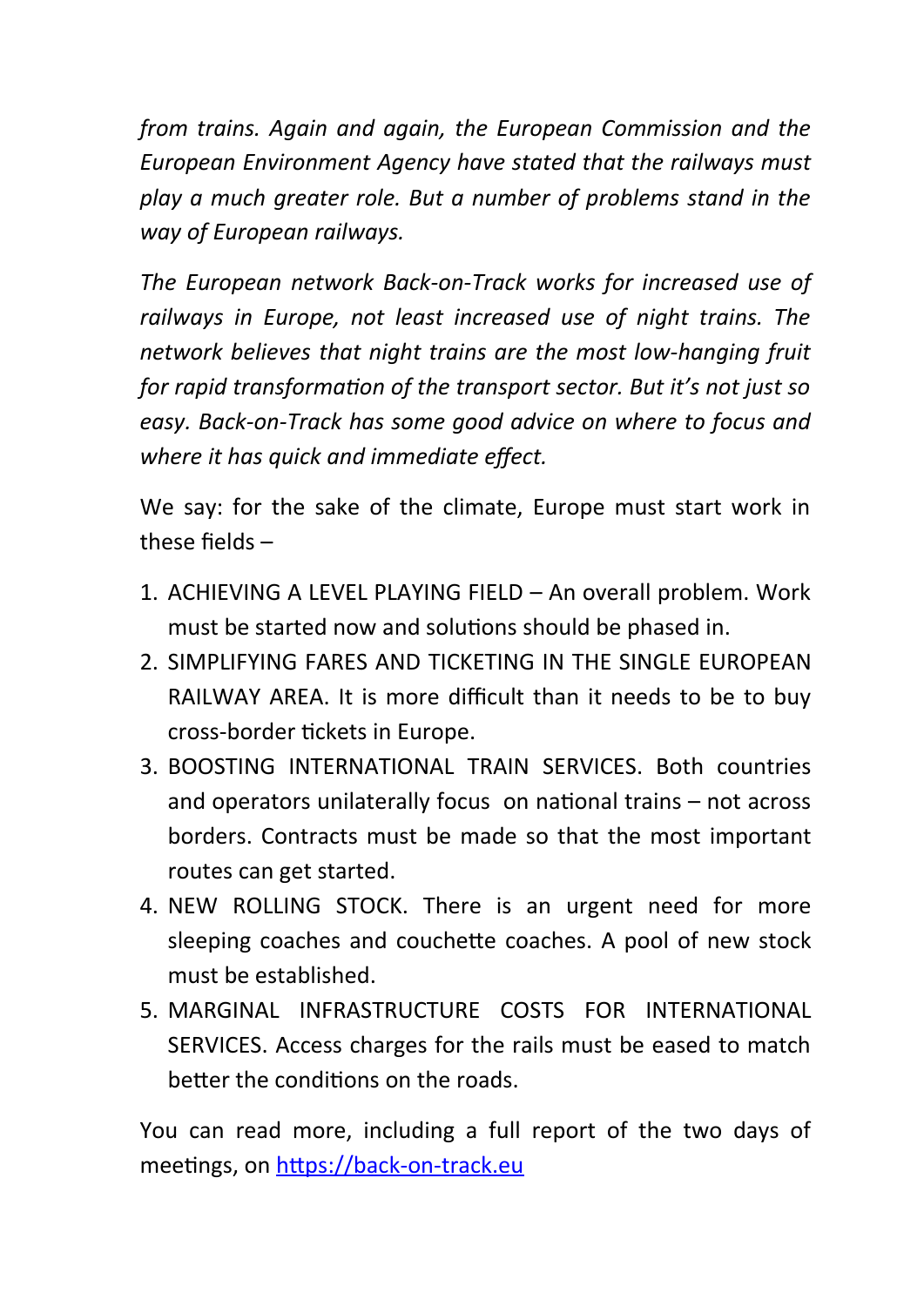*from trains. Again and again, the European Commission and the European Environment Agency have stated that the railways must play a much greater role. But a number of problems stand in the way of European railways.*

*The European network Back-on-Track works for increased use of railways in Europe, not least increased use of night trains. The network believes that night trains are the most low-hanging fruit for rapid transformation of the transport sector. But it's not just so easy. Back-on-Track has some good advice on where to focus and where it has quick and immediate effect.*

We say: for the sake of the climate, Europe must start work in these fields –

1. ACHIEVING A LEVEL PLAYING FIELD – An overall problem. Work must be started now and solutions should be phased in.
2. SIMPLIFYING FARES AND TICKETING IN THE SINGLE EUROPEAN RAILWAY AREA. It is more difficult than it needs to be to buy cross-border tickets in Europe.
3. BOOSTING INTERNATIONAL TRAIN SERVICES. Both countries and operators unilaterally focus on national trains – not across borders. Contracts must be made so that the most important routes can get started.
4. NEW ROLLING STOCK. There is an urgent need for more sleeping coaches and couchette coaches. A pool of new stock must be established.
5. MARGINAL INFRASTRUCTURE COSTS FOR INTERNATIONAL SERVICES. Access charges for the rails must be eased to match better the conditions on the roads.

You can read more, including a full report of the two days of meetings, on [https://back-on-track.eu](https://back-on-track.eu)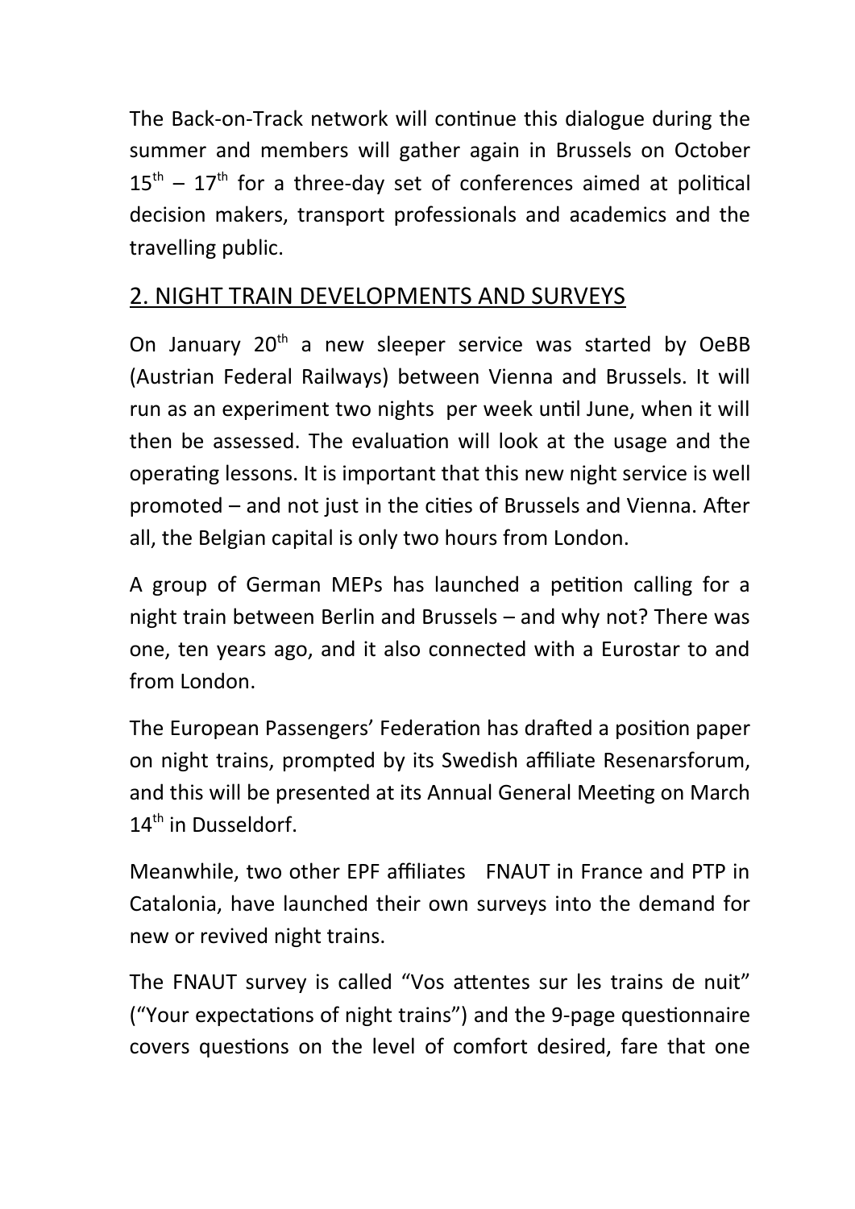The Back-on-Track network will continue this dialogue during the summer and members will gather again in Brussels on October 15th – 17th for a three-day set of conferences aimed at political decision makers, transport professionals and academics and the travelling public.

## 2. NIGHT TRAIN DEVELOPMENTS AND SURVEYS

On January 20th a new sleeper service was started by OeBB (Austrian Federal Railways) between Vienna and Brussels. It will run as an experiment two nights per week until June, when it will then be assessed. The evaluation will look at the usage and the operating lessons. It is important that this new night service is well promoted – and not just in the cities of Brussels and Vienna. After all, the Belgian capital is only two hours from London.

A group of German MEPs has launched a petition calling for a night train between Berlin and Brussels – and why not? There was one, ten years ago, and it also connected with a Eurostar to and from London.

The European Passengers' Federation has drafted a position paper on night trains, prompted by its Swedish affiliate Resenarsforum, and this will be presented at its Annual General Meeting on March 14th in Dusseldorf.

Meanwhile, two other EPF affiliates FNAUT in France and PTP in Catalonia, have launched their own surveys into the demand for new or revived night trains.

The FNAUT survey is called "Vos attentes sur les trains de nuit" ("Your expectations of night trains") and the 9-page questionnaire covers questions on the level of comfort desired, fare that one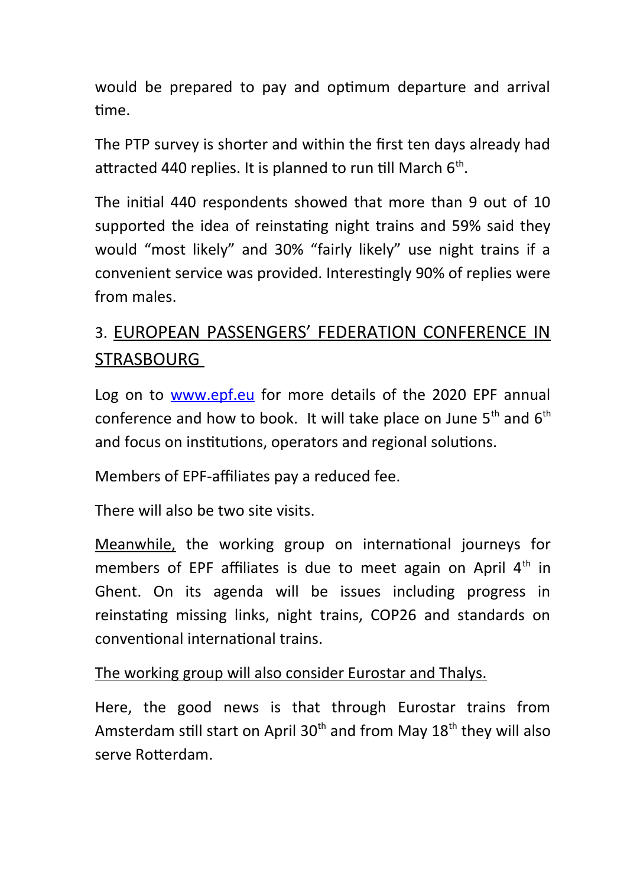would be prepared to pay and optimum departure and arrival time.

The PTP survey is shorter and within the first ten days already had attracted 440 replies. It is planned to run till March 6th.

The initial 440 respondents showed that more than 9 out of 10 supported the idea of reinstating night trains and 59% said they would "most likely" and 30% "fairly likely" use night trains if a convenient service was provided. Interestingly 90% of replies were from males.

## 3. EUROPEAN PASSENGERS' FEDERATION CONFERENCE IN STRASBOURG

Log on to www.epf.eu for more details of the 2020 EPF annual conference and how to book. It will take place on June 5th and 6th and focus on institutions, operators and regional solutions.

Members of EPF-affiliates pay a reduced fee.

There will also be two site visits.

Meanwhile, the working group on international journeys for members of EPF affiliates is due to meet again on April 4th in Ghent. On its agenda will be issues including progress in reinstating missing links, night trains, COP26 and standards on conventional international trains.

The working group will also consider Eurostar and Thalys.

Here, the good news is that through Eurostar trains from Amsterdam still start on April 30th and from May 18th they will also serve Rotterdam.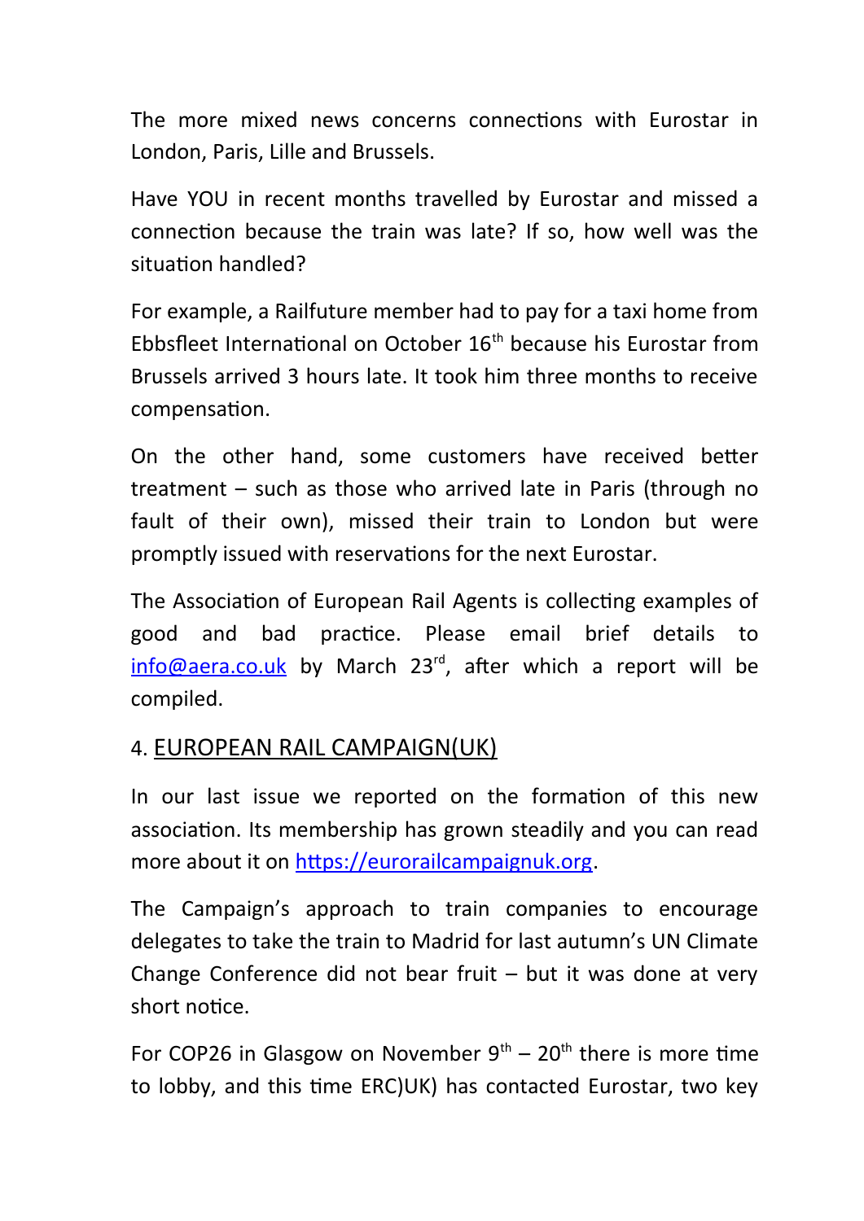The more mixed news concerns connections with Eurostar in London, Paris, Lille and Brussels.

Have YOU in recent months travelled by Eurostar and missed a connection because the train was late? If so, how well was the situation handled?

For example, a Railfuture member had to pay for a taxi home from Ebbsfleet International on October 16th because his Eurostar from Brussels arrived 3 hours late. It took him three months to receive compensation.

On the other hand, some customers have received better treatment – such as those who arrived late in Paris (through no fault of their own), missed their train to London but were promptly issued with reservations for the next Eurostar.

The Association of European Rail Agents is collecting examples of good and bad practice. Please email brief details to [info@aera.co.uk](mailto:info@aera.co.uk) by March 23rd, after which a report will be compiled.

## 4. EUROPEAN RAIL CAMPAIGN(UK)

In our last issue we reported on the formation of this new association. Its membership has grown steadily and you can read more about it on [https://eurorailcampaignuk.org](https://eurorailcampaignuk.org).

The Campaign's approach to train companies to encourage delegates to take the train to Madrid for last autumn's UN Climate Change Conference did not bear fruit – but it was done at very short notice.

For COP26 in Glasgow on November 9th – 20th there is more time to lobby, and this time ERC)UK) has contacted Eurostar, two key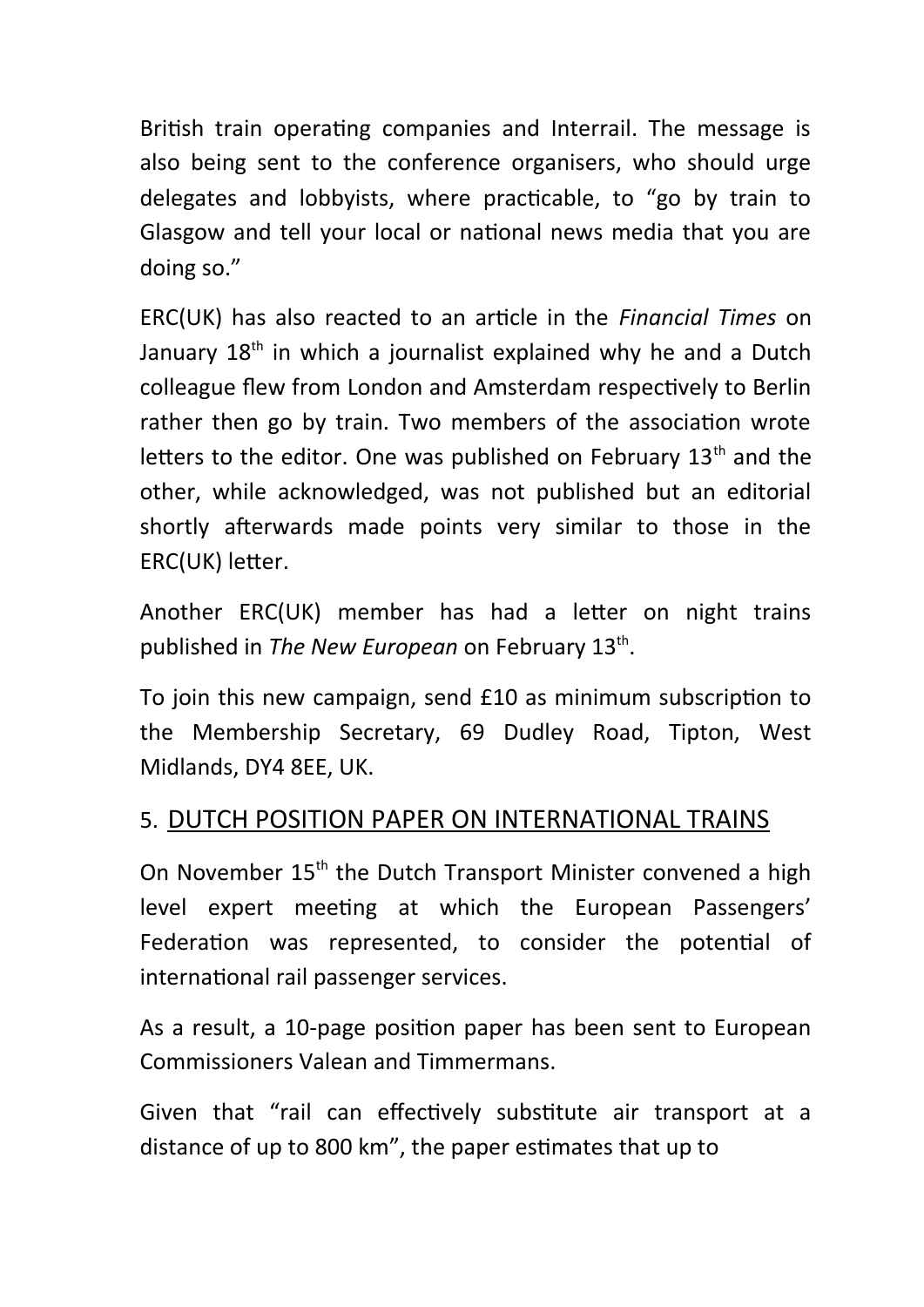British train operating companies and Interrail. The message is also being sent to the conference organisers, who should urge delegates and lobbyists, where practicable, to "go by train to Glasgow and tell your local or national news media that you are doing so."

ERC(UK) has also reacted to an article in the *Financial Times* on January 18th in which a journalist explained why he and a Dutch colleague flew from London and Amsterdam respectively to Berlin rather then go by train. Two members of the association wrote letters to the editor. One was published on February 13th and the other, while acknowledged, was not published but an editorial shortly afterwards made points very similar to those in the ERC(UK) letter.

Another ERC(UK) member has had a letter on night trains published in *The New European* on February 13th.

To join this new campaign, send £10 as minimum subscription to the Membership Secretary, 69 Dudley Road, Tipton, West Midlands, DY4 8EE, UK.

## 5. DUTCH POSITION PAPER ON INTERNATIONAL TRAINS

On November 15th the Dutch Transport Minister convened a high level expert meeting at which the European Passengers' Federation was represented, to consider the potential of international rail passenger services.

As a result, a 10-page position paper has been sent to European Commissioners Valean and Timmermans.

Given that "rail can effectively substitute air transport at a distance of up to 800 km", the paper estimates that up to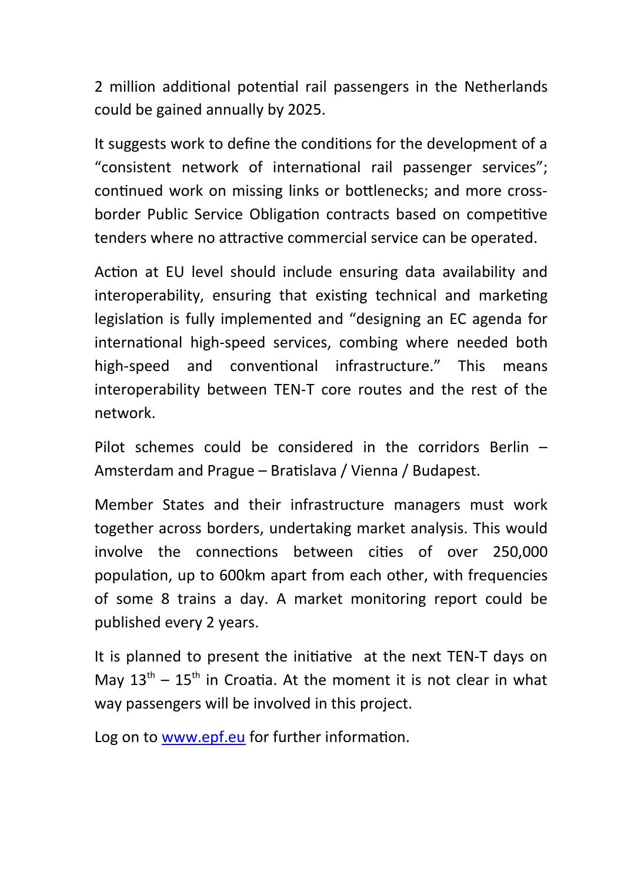2 million additional potential rail passengers in the Netherlands could be gained annually by 2025.

It suggests work to define the conditions for the development of a "consistent network of international rail passenger services"; continued work on missing links or bottlenecks; and more cross-border Public Service Obligation contracts based on competitive tenders where no attractive commercial service can be operated.

Action at EU level should include ensuring data availability and interoperability, ensuring that existing technical and marketing legislation is fully implemented and "designing an EC agenda for international high-speed services, combing where needed both high-speed and conventional infrastructure." This means interoperability between TEN-T core routes and the rest of the network.

Pilot schemes could be considered in the corridors Berlin – Amsterdam and Prague – Bratislava / Vienna / Budapest.

Member States and their infrastructure managers must work together across borders, undertaking market analysis. This would involve the connections between cities of over 250,000 population, up to 600km apart from each other, with frequencies of some 8 trains a day. A market monitoring report could be published every 2 years.

It is planned to present the initiative at the next TEN-T days on May 13th – 15th in Croatia. At the moment it is not clear in what way passengers will be involved in this project.

Log on to [www.epf.eu](http://www.epf.eu) for further information.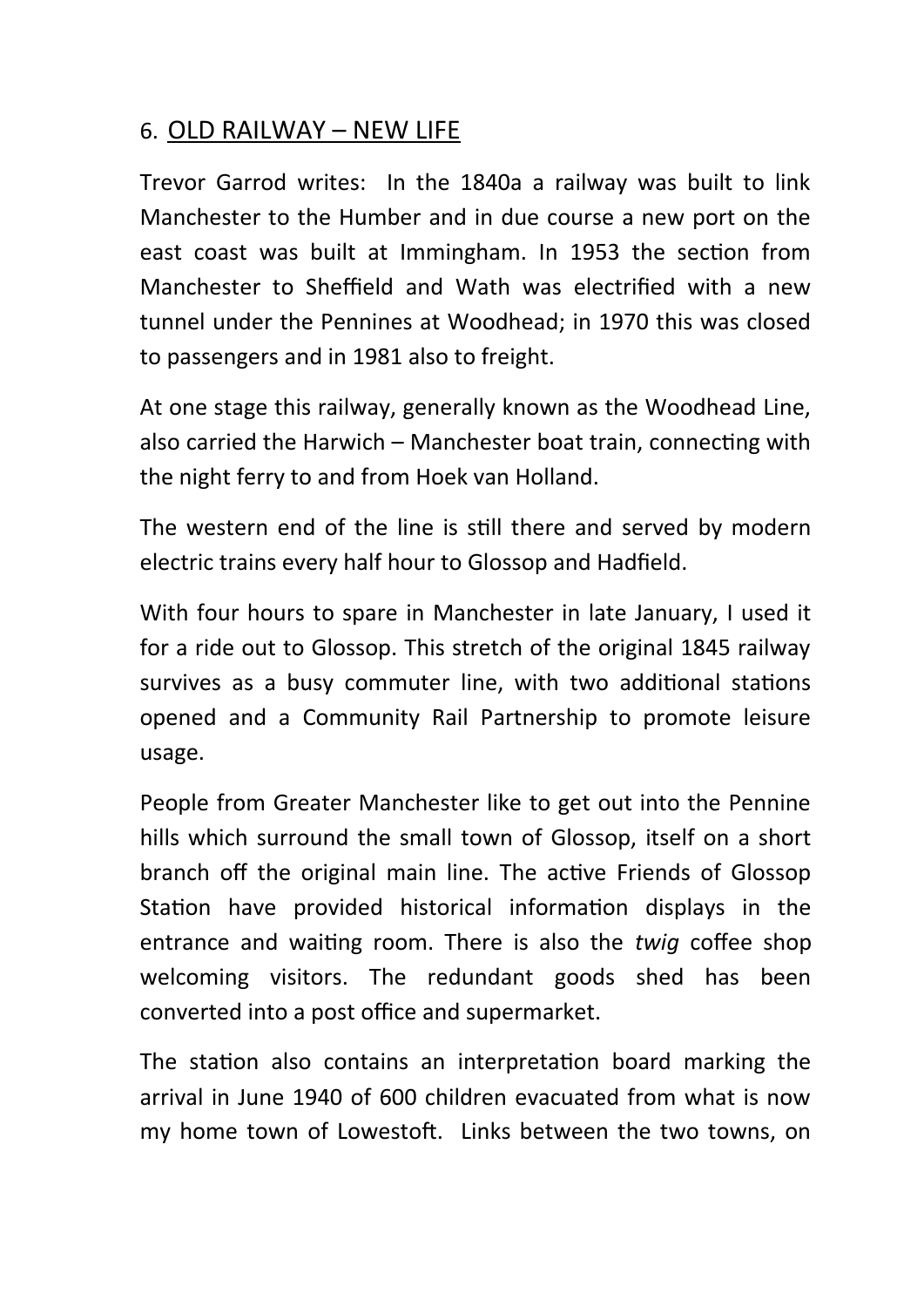## 6. OLD RAILWAY – NEW LIFE

Trevor Garrod writes: In the 1840a a railway was built to link Manchester to the Humber and in due course a new port on the east coast was built at Immingham. In 1953 the section from Manchester to Sheffield and Wath was electrified with a new tunnel under the Pennines at Woodhead; in 1970 this was closed to passengers and in 1981 also to freight.

At one stage this railway, generally known as the Woodhead Line, also carried the Harwich – Manchester boat train, connecting with the night ferry to and from Hoek van Holland.

The western end of the line is still there and served by modern electric trains every half hour to Glossop and Hadfield.

With four hours to spare in Manchester in late January, I used it for a ride out to Glossop. This stretch of the original 1845 railway survives as a busy commuter line, with two additional stations opened and a Community Rail Partnership to promote leisure usage.

People from Greater Manchester like to get out into the Pennine hills which surround the small town of Glossop, itself on a short branch off the original main line. The active Friends of Glossop Station have provided historical information displays in the entrance and waiting room. There is also the *twig* coffee shop welcoming visitors. The redundant goods shed has been converted into a post office and supermarket.

The station also contains an interpretation board marking the arrival in June 1940 of 600 children evacuated from what is now my home town of Lowestoft. Links between the two towns, on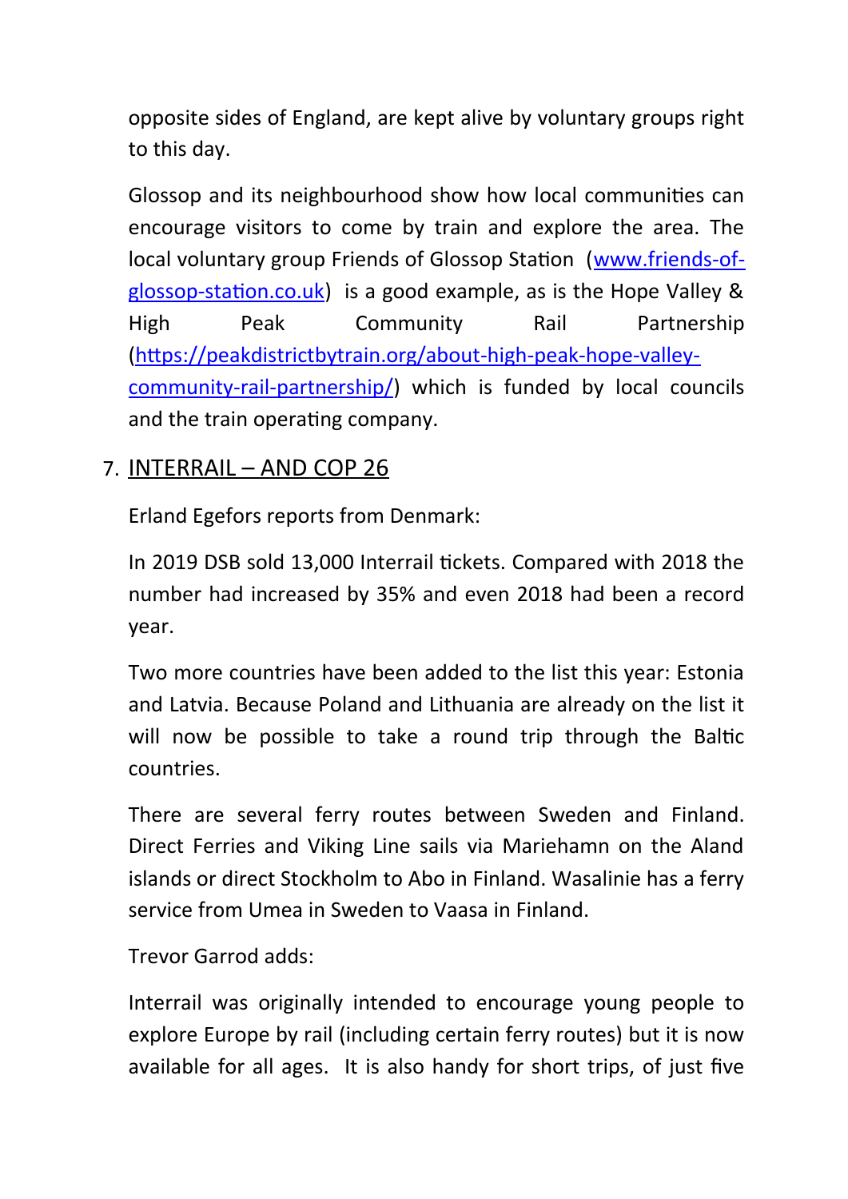opposite sides of England, are kept alive by voluntary groups right to this day.

Glossop and its neighbourhood show how local communities can encourage visitors to come by train and explore the area. The local voluntary group Friends of Glossop Station ([www.friends-of-glossop-station.co.uk](www.friends-of-glossop-station.co.uk)) is a good example, as is the Hope Valley & High Peak Community Rail Partnership ([https://peakdistrictbytrain.org/about-high-peak-hope-valley-community-rail-partnership/](https://peakdistrictbytrain.org/about-high-peak-hope-valley-community-rail-partnership/)) which is funded by local councils and the train operating company.

## 7. INTERRAIL – AND COP 26

Erland Egefors reports from Denmark:

In 2019 DSB sold 13,000 Interrail tickets. Compared with 2018 the number had increased by 35% and even 2018 had been a record year.

Two more countries have been added to the list this year: Estonia and Latvia. Because Poland and Lithuania are already on the list it will now be possible to take a round trip through the Baltic countries.

There are several ferry routes between Sweden and Finland. Direct Ferries and Viking Line sails via Mariehamn on the Aland islands or direct Stockholm to Abo in Finland. Wasalinie has a ferry service from Umea in Sweden to Vaasa in Finland.

Trevor Garrod adds:

Interrail was originally intended to encourage young people to explore Europe by rail (including certain ferry routes) but it is now available for all ages. It is also handy for short trips, of just five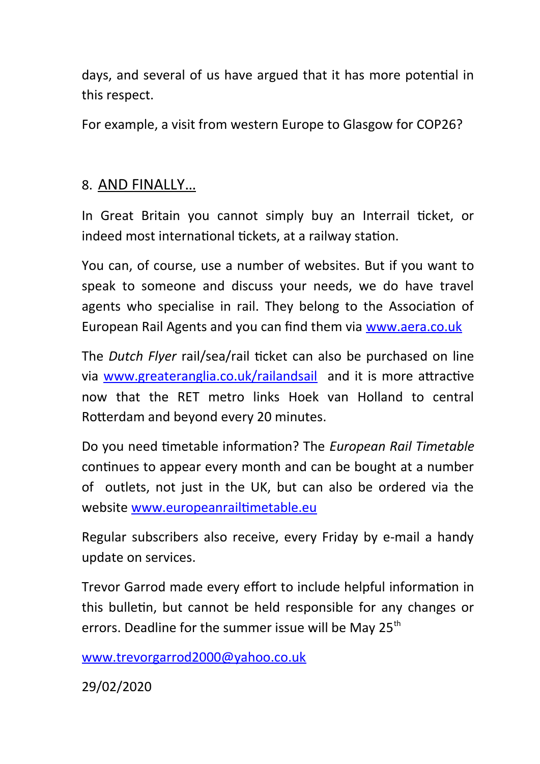days, and several of us have argued that it has more potential in this respect.

For example, a visit from western Europe to Glasgow for COP26?

## 8. AND FINALLY…

In Great Britain you cannot simply buy an Interrail ticket, or indeed most international tickets, at a railway station.

You can, of course, use a number of websites. But if you want to speak to someone and discuss your needs, we do have travel agents who specialise in rail. They belong to the Association of European Rail Agents and you can find them via www.aera.co.uk

The *Dutch Flyer* rail/sea/rail ticket can also be purchased on line via www.greateranglia.co.uk/railandsail and it is more attractive now that the RET metro links Hoek van Holland to central Rotterdam and beyond every 20 minutes.

Do you need timetable information? The *European Rail Timetable* continues to appear every month and can be bought at a number of outlets, not just in the UK, but can also be ordered via the website www.europeanrailtimetable.eu

Regular subscribers also receive, every Friday by e-mail a handy update on services.

Trevor Garrod made every effort to include helpful information in this bulletin, but cannot be held responsible for any changes or errors. Deadline for the summer issue will be May 25th

www.trevorgarrod2000@yahoo.co.uk

29/02/2020